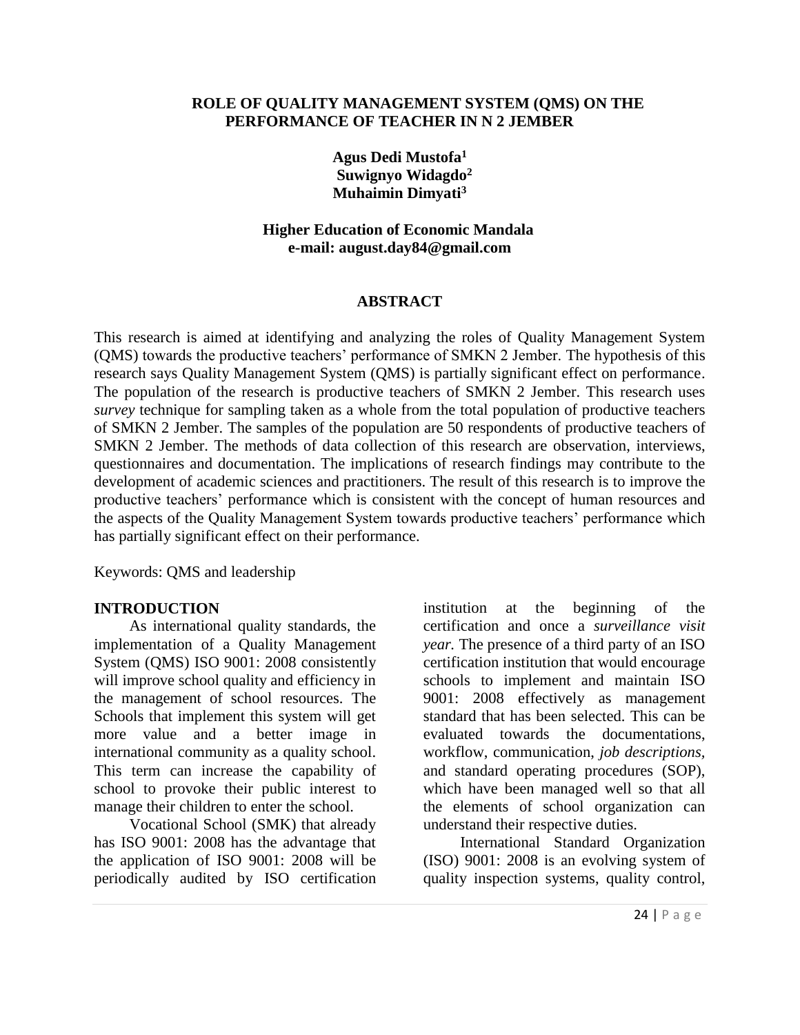# ROLE OF QUALITY MANAGEMENT SYSTEM (QMS) ON THE PERFORMANCE OF TEACHER IN N 2 JEMBER

**Agus Dedi Mustofa[1]**
**Suwignyo Widagdo[2]**
**Muhaimin Dimyati[3]**

**Higher Education of Economic Mandala**
**e-mail: august.day84@gmail.com**

## ABSTRACT

This research is aimed at identifying and analyzing the roles of Quality Management System (QMS) towards the productive teachers' performance of SMKN 2 Jember. The hypothesis of this research says Quality Management System (QMS) is partially significant effect on performance. The population of the research is productive teachers of SMKN 2 Jember. This research uses *survey* technique for sampling taken as a whole from the total population of productive teachers of SMKN 2 Jember. The samples of the population are 50 respondents of productive teachers of SMKN 2 Jember. The methods of data collection of this research are observation, interviews, questionnaires and documentation. The implications of research findings may contribute to the development of academic sciences and practitioners. The result of this research is to improve the productive teachers' performance which is consistent with the concept of human resources and the aspects of the Quality Management System towards productive teachers' performance which has partially significant effect on their performance.

Keywords: QMS and leadership

## INTRODUCTION

As international quality standards, the implementation of a Quality Management System (QMS) ISO 9001: 2008 consistently will improve school quality and efficiency in the management of school resources. The Schools that implement this system will get more value and a better image in international community as a quality school. This term can increase the capability of school to provoke their public interest to manage their children to enter the school.

Vocational School (SMK) that already has ISO 9001: 2008 has the advantage that the application of ISO 9001: 2008 will be periodically audited by ISO certification institution at the beginning of the certification and once a *surveillance visit year.* The presence of a third party of an ISO certification institution that would encourage schools to implement and maintain ISO 9001: 2008 effectively as management standard that has been selected. This can be evaluated towards the documentations, workflow, communication, *job descriptions,* and standard operating procedures (SOP), which have been managed well so that all the elements of school organization can understand their respective duties.

International Standard Organization (ISO) 9001: 2008 is an evolving system of quality inspection systems, quality control,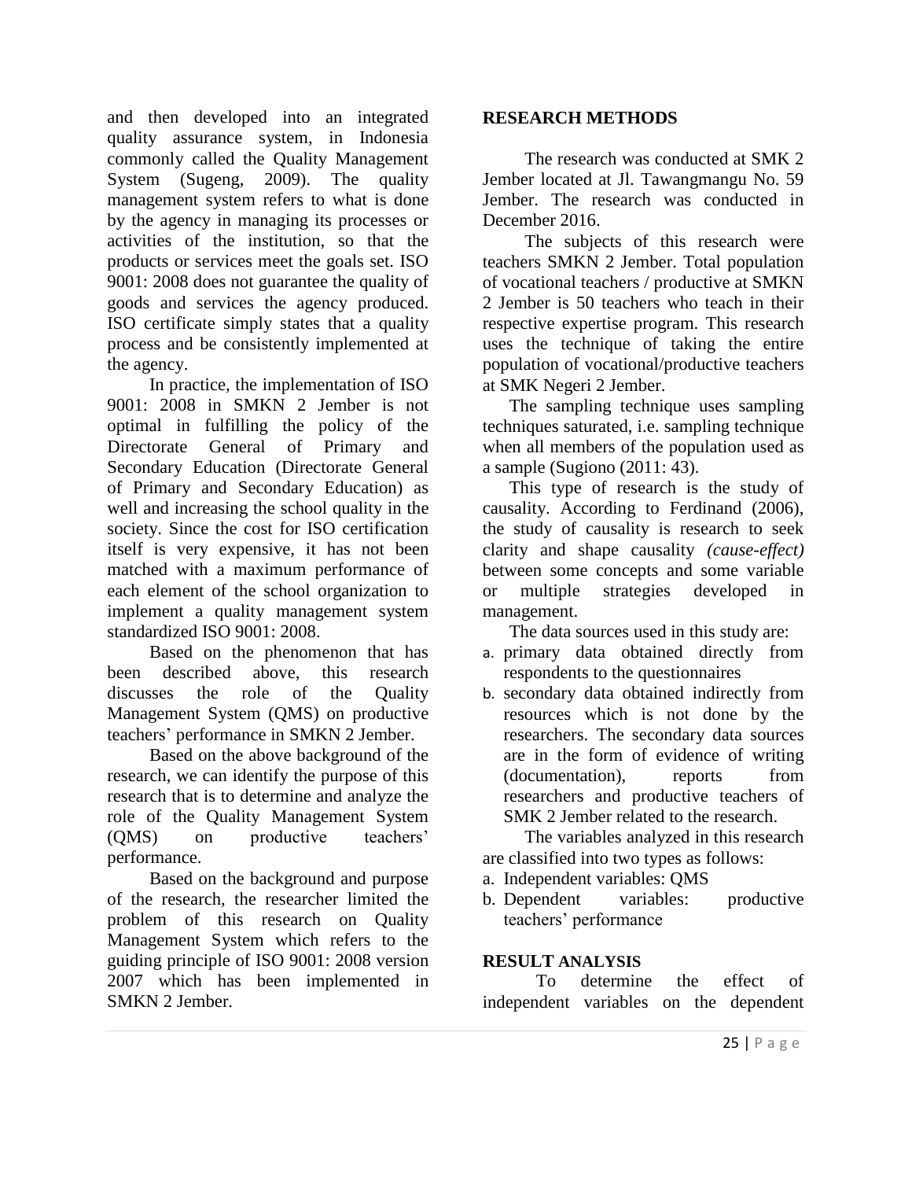and then developed into an integrated quality assurance system, in Indonesia commonly called the Quality Management System (Sugeng, 2009). The quality management system refers to what is done by the agency in managing its processes or activities of the institution, so that the products or services meet the goals set. ISO 9001: 2008 does not guarantee the quality of goods and services the agency produced. ISO certificate simply states that a quality process and be consistently implemented at the agency.

In practice, the implementation of ISO 9001: 2008 in SMKN 2 Jember is not optimal in fulfilling the policy of the Directorate General of Primary and Secondary Education (Directorate General of Primary and Secondary Education) as well and increasing the school quality in the society. Since the cost for ISO certification itself is very expensive, it has not been matched with a maximum performance of each element of the school organization to implement a quality management system standardized ISO 9001: 2008.

Based on the phenomenon that has been described above, this research discusses the role of the Quality Management System (QMS) on productive teachers' performance in SMKN 2 Jember.

Based on the above background of the research, we can identify the purpose of this research that is to determine and analyze the role of the Quality Management System (QMS) on productive teachers' performance.

Based on the background and purpose of the research, the researcher limited the problem of this research on Quality Management System which refers to the guiding principle of ISO 9001: 2008 version 2007 which has been implemented in SMKN 2 Jember.

## RESEARCH METHODS

The research was conducted at SMK 2 Jember located at Jl. Tawangmangu No. 59 Jember. The research was conducted in December 2016.

The subjects of this research were teachers SMKN 2 Jember. Total population of vocational teachers / productive at SMKN 2 Jember is 50 teachers who teach in their respective expertise program. This research uses the technique of taking the entire population of vocational/productive teachers at SMK Negeri 2 Jember.

The sampling technique uses sampling techniques saturated, i.e. sampling technique when all members of the population used as a sample (Sugiono (2011: 43).

This type of research is the study of causality. According to Ferdinand (2006), the study of causality is research to seek clarity and shape causality *(cause-effect)* between some concepts and some variable or multiple strategies developed in management.

The data sources used in this study are:

a. primary data obtained directly from respondents to the questionnaires
b. secondary data obtained indirectly from resources which is not done by the researchers. The secondary data sources are in the form of evidence of writing (documentation), reports from researchers and productive teachers of SMK 2 Jember related to the research.

The variables analyzed in this research are classified into two types as follows:

a. Independent variables: QMS
b. Dependent variables: productive teachers' performance

## RESULT ANALYSIS

To determine the effect of independent variables on the dependent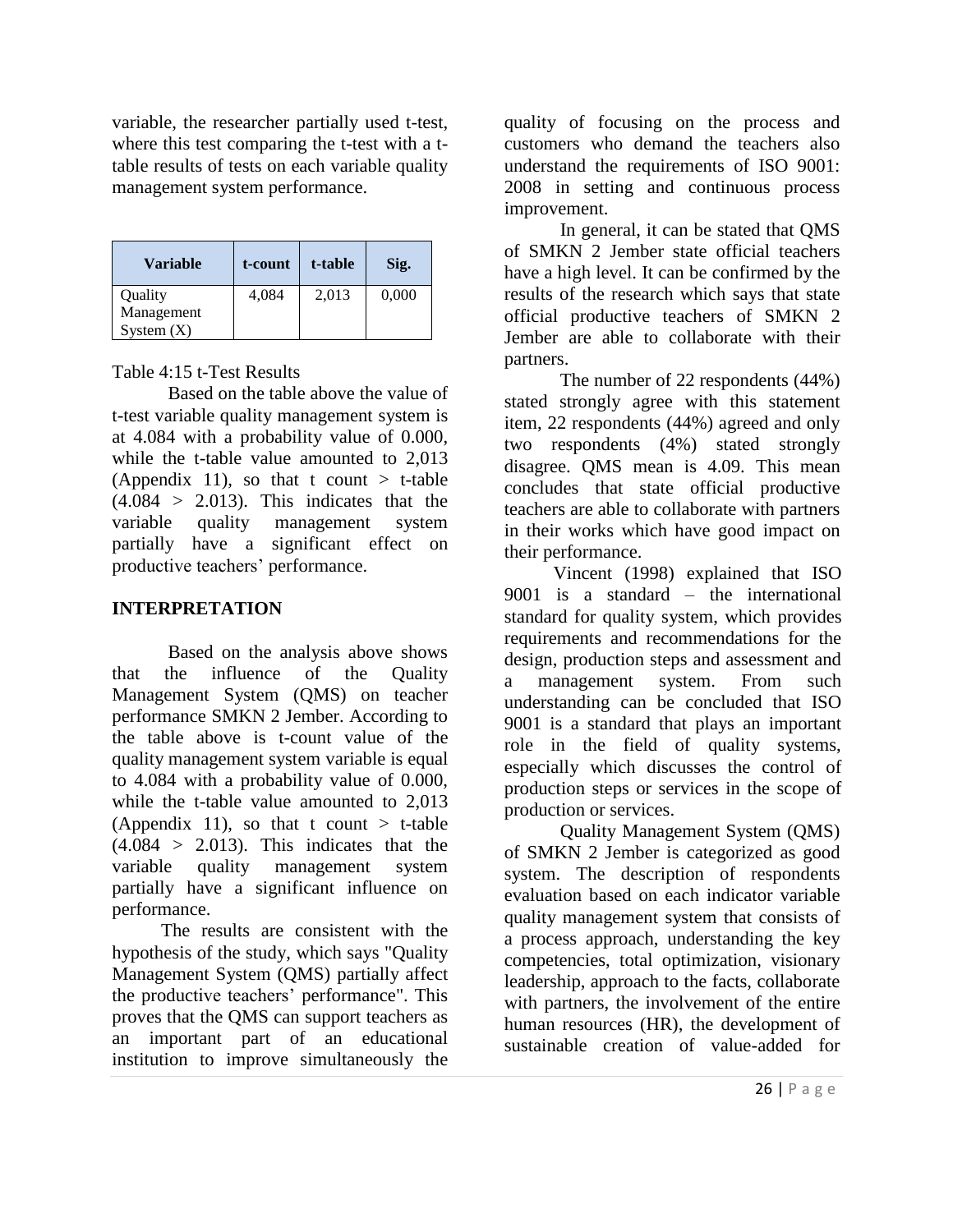variable, the researcher partially used t-test, where this test comparing the t-test with a t-table results of tests on each variable quality management system performance.

| Variable | t-count | t-table | Sig. |
|---|---|---|---|
| Quality Management System (X) | 4,084 | 2,013 | 0,000 |

Table 4:15 t-Test Results

Based on the table above the value of t-test variable quality management system is at 4.084 with a probability value of 0.000, while the t-table value amounted to 2,013 (Appendix 11), so that t count > t-table (4.084 > 2.013). This indicates that the variable quality management system partially have a significant effect on productive teachers' performance.

## INTERPRETATION

Based on the analysis above shows that the influence of the Quality Management System (QMS) on teacher performance SMKN 2 Jember. According to the table above is t-count value of the quality management system variable is equal to 4.084 with a probability value of 0.000, while the t-table value amounted to 2,013 (Appendix 11), so that t count > t-table (4.084 > 2.013). This indicates that the variable quality management system partially have a significant influence on performance.

The results are consistent with the hypothesis of the study, which says "Quality Management System (QMS) partially affect the productive teachers' performance". This proves that the QMS can support teachers as an important part of an educational institution to improve simultaneously the quality of focusing on the process and customers who demand the teachers also understand the requirements of ISO 9001: 2008 in setting and continuous process improvement.

In general, it can be stated that QMS of SMKN 2 Jember state official teachers have a high level. It can be confirmed by the results of the research which says that state official productive teachers of SMKN 2 Jember are able to collaborate with their partners.

The number of 22 respondents (44%) stated strongly agree with this statement item, 22 respondents (44%) agreed and only two respondents (4%) stated strongly disagree. QMS mean is 4.09. This mean concludes that state official productive teachers are able to collaborate with partners in their works which have good impact on their performance.

Vincent (1998) explained that ISO 9001 is a standard – the international standard for quality system, which provides requirements and recommendations for the design, production steps and assessment and a management system. From such understanding can be concluded that ISO 9001 is a standard that plays an important role in the field of quality systems, especially which discusses the control of production steps or services in the scope of production or services.

Quality Management System (QMS) of SMKN 2 Jember is categorized as good system. The description of respondents evaluation based on each indicator variable quality management system that consists of a process approach, understanding the key competencies, total optimization, visionary leadership, approach to the facts, collaborate with partners, the involvement of the entire human resources (HR), the development of sustainable creation of value-added for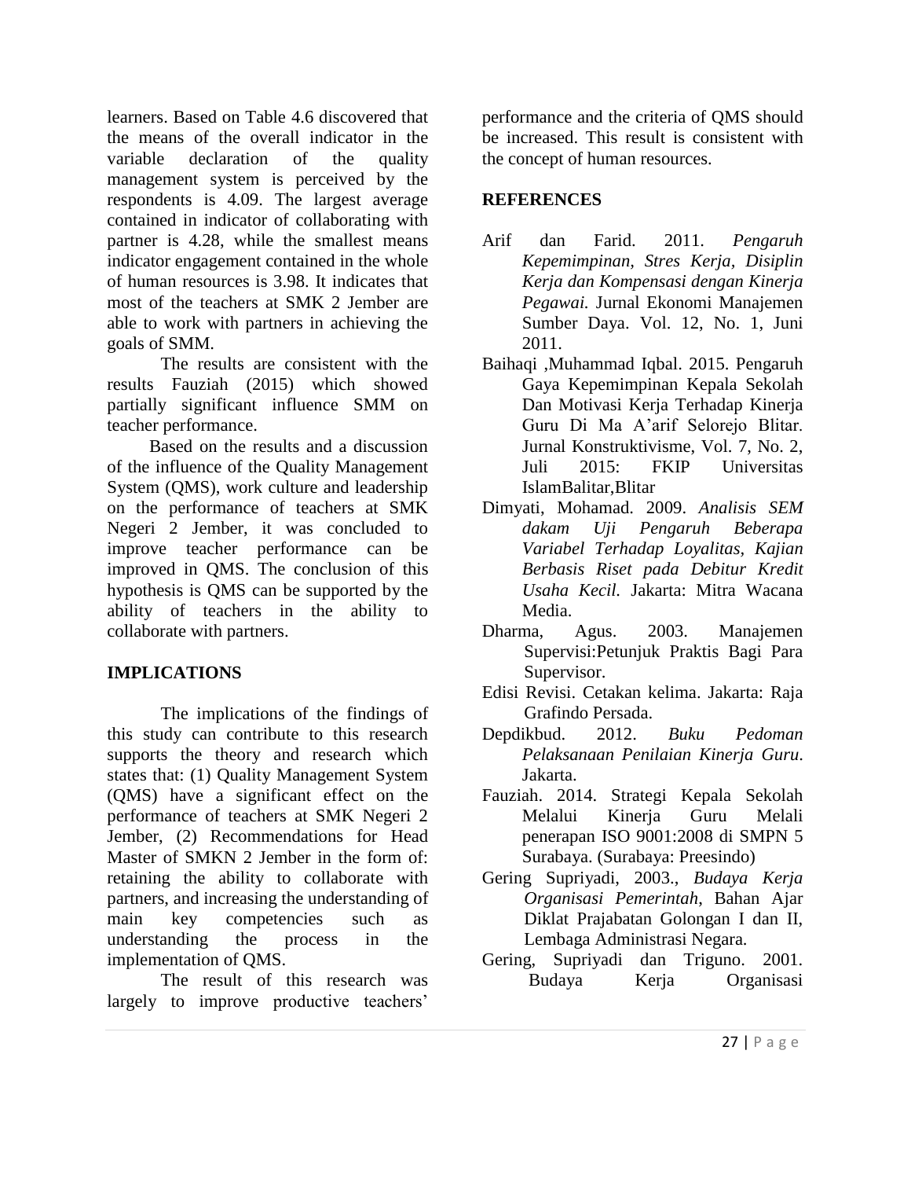learners. Based on Table 4.6 discovered that the means of the overall indicator in the variable declaration of the quality management system is perceived by the respondents is 4.09. The largest average contained in indicator of collaborating with partner is 4.28, while the smallest means indicator engagement contained in the whole of human resources is 3.98. It indicates that most of the teachers at SMK 2 Jember are able to work with partners in achieving the goals of SMM.

The results are consistent with the results Fauziah (2015) which showed partially significant influence SMM on teacher performance.

Based on the results and a discussion of the influence of the Quality Management System (QMS), work culture and leadership on the performance of teachers at SMK Negeri 2 Jember, it was concluded to improve teacher performance can be improved in QMS. The conclusion of this hypothesis is QMS can be supported by the ability of teachers in the ability to collaborate with partners.

## IMPLICATIONS

The implications of the findings of this study can contribute to this research supports the theory and research which states that: (1) Quality Management System (QMS) have a significant effect on the performance of teachers at SMK Negeri 2 Jember, (2) Recommendations for Head Master of SMKN 2 Jember in the form of: retaining the ability to collaborate with partners, and increasing the understanding of main key competencies such as understanding the process in the implementation of QMS.

The result of this research was largely to improve productive teachers' performance and the criteria of QMS should be increased. This result is consistent with the concept of human resources.

## REFERENCES

Arif dan Farid. 2011. *Pengaruh Kepemimpinan, Stres Kerja, Disiplin Kerja dan Kompensasi dengan Kinerja Pegawai.* Jurnal Ekonomi Manajemen Sumber Daya. Vol. 12, No. 1, Juni 2011.

Baihaqi ,Muhammad Iqbal. 2015. Pengaruh Gaya Kepemimpinan Kepala Sekolah Dan Motivasi Kerja Terhadap Kinerja Guru Di Ma A'arif Selorejo Blitar. Jurnal Konstruktivisme, Vol. 7, No. 2, Juli 2015: FKIP Universitas IslamBalitar,Blitar

Dimyati, Mohamad. 2009. *Analisis SEM dakam Uji Pengaruh Beberapa Variabel Terhadap Loyalitas, Kajian Berbasis Riset pada Debitur Kredit Usaha Kecil.* Jakarta: Mitra Wacana Media.

Dharma, Agus. 2003. Manajemen Supervisi:Petunjuk Praktis Bagi Para Supervisor.

Edisi Revisi. Cetakan kelima. Jakarta: Raja Grafindo Persada.

Depdikbud. 2012. *Buku Pedoman Pelaksanaan Penilaian Kinerja Guru*. Jakarta.

Fauziah. 2014. Strategi Kepala Sekolah Melalui Kinerja Guru Melali penerapan ISO 9001:2008 di SMPN 5 Surabaya. (Surabaya: Preesindo)

Gering Supriyadi, 2003., *Budaya Kerja Organisasi Pemerintah*, Bahan Ajar Diklat Prajabatan Golongan I dan II, Lembaga Administrasi Negara.

Gering, Supriyadi dan Triguno. 2001. Budaya Kerja Organisasi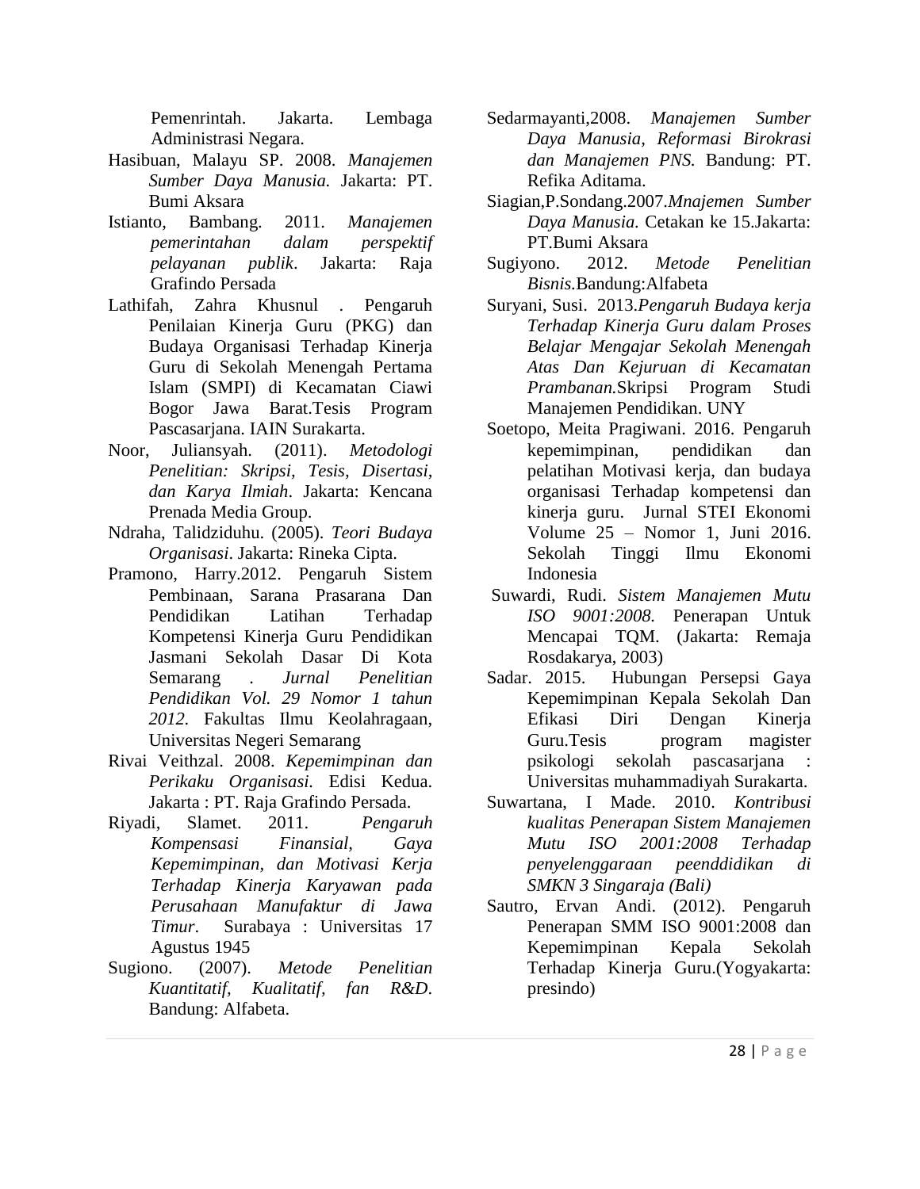Pemenrintah. Jakarta. Lembaga Administrasi Negara.

Hasibuan, Malayu SP. 2008. *Manajemen Sumber Daya Manusia.* Jakarta: PT. Bumi Aksara

Istianto, Bambang. 2011. *Manajemen pemerintahan dalam perspektif pelayanan publik*. Jakarta: Raja Grafindo Persada

Lathifah, Zahra Khusnul . Pengaruh Penilaian Kinerja Guru (PKG) dan Budaya Organisasi Terhadap Kinerja Guru di Sekolah Menengah Pertama Islam (SMPI) di Kecamatan Ciawi Bogor Jawa Barat.Tesis Program Pascasarjana. IAIN Surakarta.

Noor, Juliansyah. (2011). *Metodologi Penelitian: Skripsi, Tesis, Disertasi, dan Karya Ilmiah*. Jakarta: Kencana Prenada Media Group.

Ndraha, Talidziduhu. (2005). *Teori Budaya Organisasi*. Jakarta: Rineka Cipta.

Pramono, Harry.2012. Pengaruh Sistem Pembinaan, Sarana Prasarana Dan Pendidikan Latihan Terhadap Kompetensi Kinerja Guru Pendidikan Jasmani Sekolah Dasar Di Kota Semarang . *Jurnal Penelitian Pendidikan Vol. 29 Nomor 1 tahun 2012.* Fakultas Ilmu Keolahragaan, Universitas Negeri Semarang

Rivai Veithzal. 2008. *Kepemimpinan dan Perikaku Organisasi.* Edisi Kedua. Jakarta : PT. Raja Grafindo Persada.

Riyadi, Slamet. 2011. *Pengaruh Kompensasi Finansial, Gaya Kepemimpinan, dan Motivasi Kerja Terhadap Kinerja Karyawan pada Perusahaan Manufaktur di Jawa Timur*. Surabaya : Universitas 17 Agustus 1945

Sugiono. (2007). *Metode Penelitian Kuantitatif, Kualitatif, fan R&D*. Bandung: Alfabeta.

Sedarmayanti,2008. *Manajemen Sumber Daya Manusia, Reformasi Birokrasi dan Manajemen PNS.* Bandung: PT. Refika Aditama.

Siagian,P.Sondang.2007.*Mnajemen Sumber Daya Manusia.* Cetakan ke 15.Jakarta: PT.Bumi Aksara

Sugiyono. 2012. *Metode Penelitian Bisnis.*Bandung:Alfabeta

Suryani, Susi. 2013.*Pengaruh Budaya kerja Terhadap Kinerja Guru dalam Proses Belajar Mengajar Sekolah Menengah Atas Dan Kejuruan di Kecamatan Prambanan.*Skripsi Program Studi Manajemen Pendidikan. UNY

Soetopo, Meita Pragiwani. 2016. Pengaruh kepemimpinan, pendidikan dan pelatihan Motivasi kerja, dan budaya organisasi Terhadap kompetensi dan kinerja guru. Jurnal STEI Ekonomi Volume 25 – Nomor 1, Juni 2016. Sekolah Tinggi Ilmu Ekonomi Indonesia

Suwardi, Rudi. *Sistem Manajemen Mutu ISO 9001:2008.* Penerapan Untuk Mencapai TQM. (Jakarta: Remaja Rosdakarya, 2003)

Sadar. 2015. Hubungan Persepsi Gaya Kepemimpinan Kepala Sekolah Dan Efikasi Diri Dengan Kinerja Guru.Tesis program magister psikologi sekolah pascasarjana : Universitas muhammadiyah Surakarta.

Suwartana, I Made. 2010. *Kontribusi kualitas Penerapan Sistem Manajemen Mutu ISO 2001:2008 Terhadap penyelenggaraan peenddidikan di SMKN 3 Singaraja (Bali)*

Sautro, Ervan Andi. (2012). Pengaruh Penerapan SMM ISO 9001:2008 dan Kepemimpinan Kepala Sekolah Terhadap Kinerja Guru.(Yogyakarta: presindo)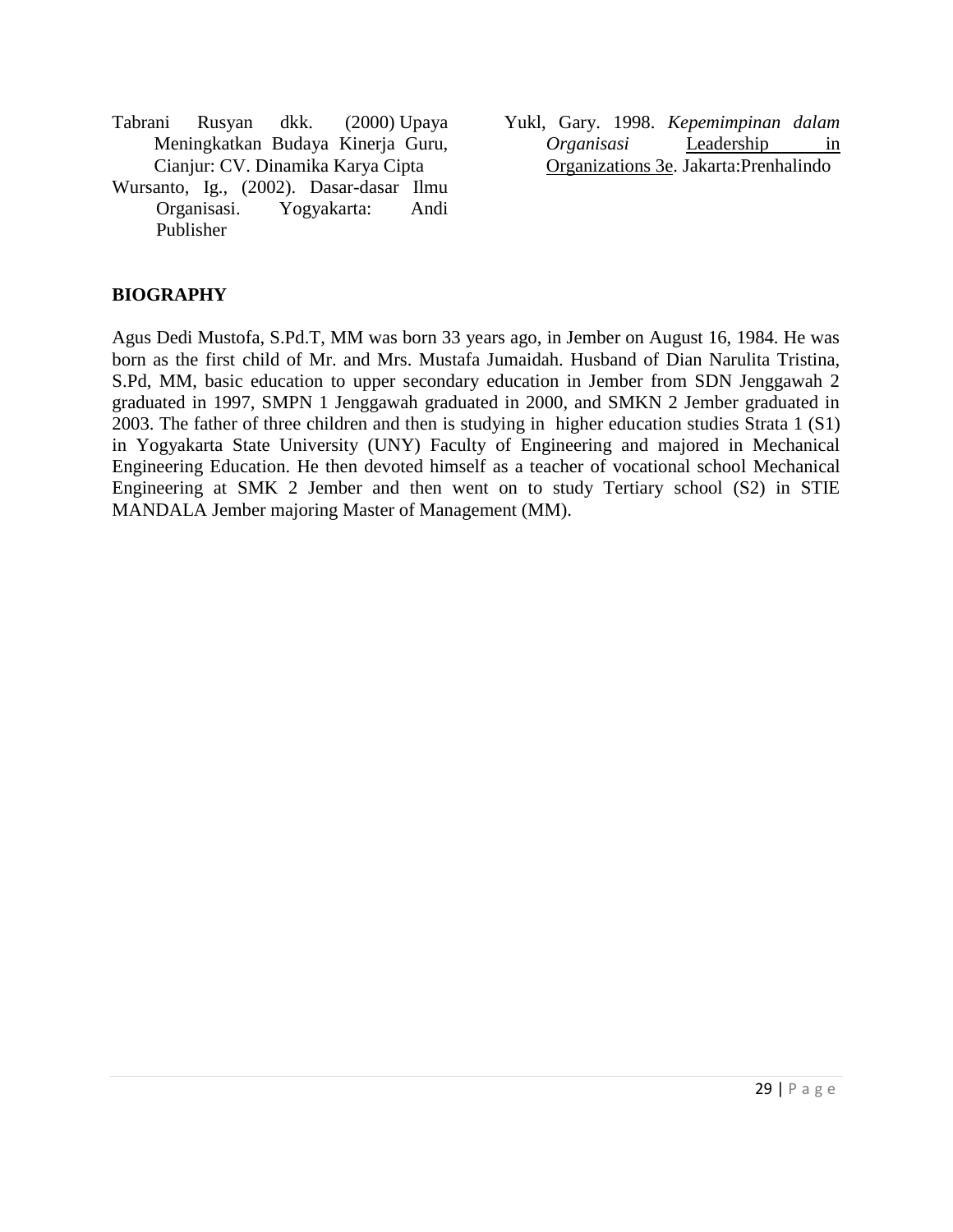Tabrani Rusyan dkk. (2000) Upaya Meningkatkan Budaya Kinerja Guru, Cianjur: CV. Dinamika Karya Cipta

Wursanto, Ig., (2002). Dasar-dasar Ilmu Organisasi. Yogyakarta: Andi Publisher

Yukl, Gary. 1998. *Kepemimpinan dalam Organisasi* Leadership in Organizations 3e. Jakarta:Prenhalindo

**BIOGRAPHY**

Agus Dedi Mustofa, S.Pd.T, MM was born 33 years ago, in Jember on August 16, 1984. He was born as the first child of Mr. and Mrs. Mustafa Jumaidah. Husband of Dian Narulita Tristina, S.Pd, MM, basic education to upper secondary education in Jember from SDN Jenggawah 2 graduated in 1997, SMPN 1 Jenggawah graduated in 2000, and SMKN 2 Jember graduated in 2003. The father of three children and then is studying in higher education studies Strata 1 (S1) in Yogyakarta State University (UNY) Faculty of Engineering and majored in Mechanical Engineering Education. He then devoted himself as a teacher of vocational school Mechanical Engineering at SMK 2 Jember and then went on to study Tertiary school (S2) in STIE MANDALA Jember majoring Master of Management (MM).